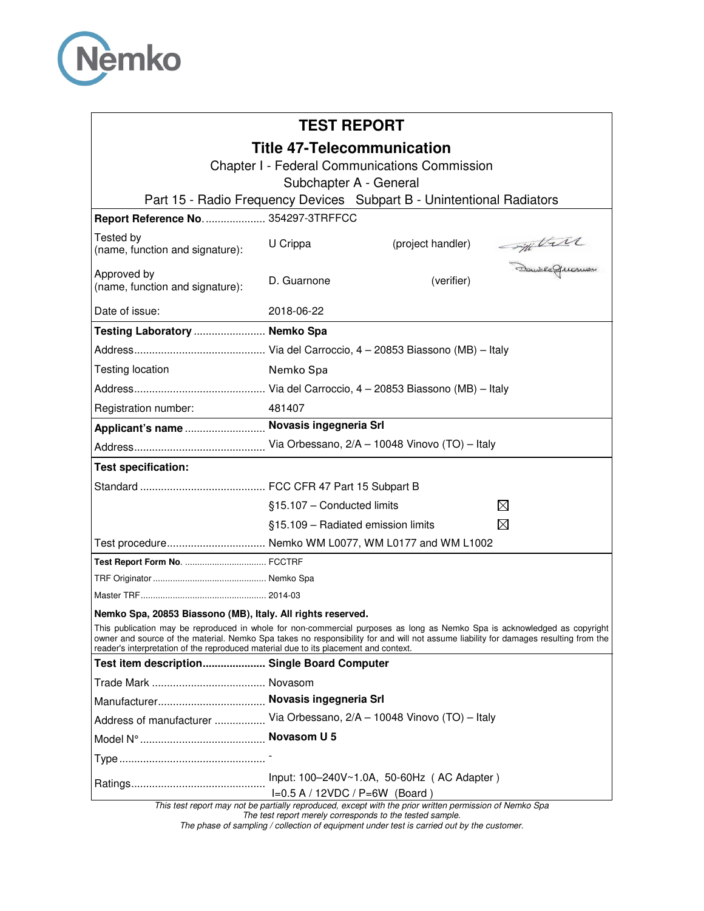# TEST REPORT

## Title 47-Telecommunication

Chapter I - Federal Communications Commission

Subchapter A - General

Part 15 - Radio Frequency Devices Subpart B - Unintentional Radiators

| | | | |
|---|---|---|---|
| **Report Reference No.** | 354297-3TRFFCC | | |
| Tested by (name, function and signature): | U Crippa | (project handler) | |
| Approved by (name, function and signature): | D. Guarnone | (verifier) | |
| Date of issue: | 2018-06-22 | | |
| **Testing Laboratory** | **Nemko Spa** | | |
| Address | Via del Carroccio, 4 – 20853 Biassono (MB) – Italy | | |
| Testing location | Nemko Spa | | |
| Address | Via del Carroccio, 4 – 20853 Biassono (MB) – Italy | | |
| Registration number: | 481407 | | |
| **Applicant's name** | **Novasis ingegneria Srl** | | |
| Address | Via Orbessano, 2/A – 10048 Vinovo (TO) – Italy | | |
| **Test specification:** | | | |
| Standard | FCC CFR 47 Part 15 Subpart B | | |
| | §15.107 – Conducted limits | ☒ | |
| | §15.109 – Radiated emission limits | ☒ | |
| Test procedure | Nemko WM L0077, WM L0177 and WM L1002 | | |
| **Test Report Form No.** | FCCTRF | | |
| TRF Originator | Nemko Spa | | |
| Master TRF | 2014-03 | | |

**Nemko Spa, 20853 Biassono (MB), Italy. All rights reserved.**

This publication may be reproduced in whole for non-commercial purposes as long as Nemko Spa is acknowledged as copyright owner and source of the material. Nemko Spa takes no responsibility for and will not assume liability for damages resulting from the reader's interpretation of the reproduced material due to its placement and context.

| | |
|---|---|
| **Test item description** | **Single Board Computer** |
| Trade Mark | Novasom |
| Manufacturer | **Novasis ingegneria Srl** |
| Address of manufacturer | Via Orbessano, 2/A – 10048 Vinovo (TO) – Italy |
| Model N° | **Novasom U 5** |
| Type | - |
| Ratings | Input: 100–240V~1.0A, 50-60Hz ( AC Adapter ) I=0.5 A / 12VDC / P=6W (Board ) |

*This test report may not be partially reproduced, except with the prior written permission of Nemko Spa*
*The test report merely corresponds to the tested sample.*
*The phase of sampling / collection of equipment under test is carried out by the customer.*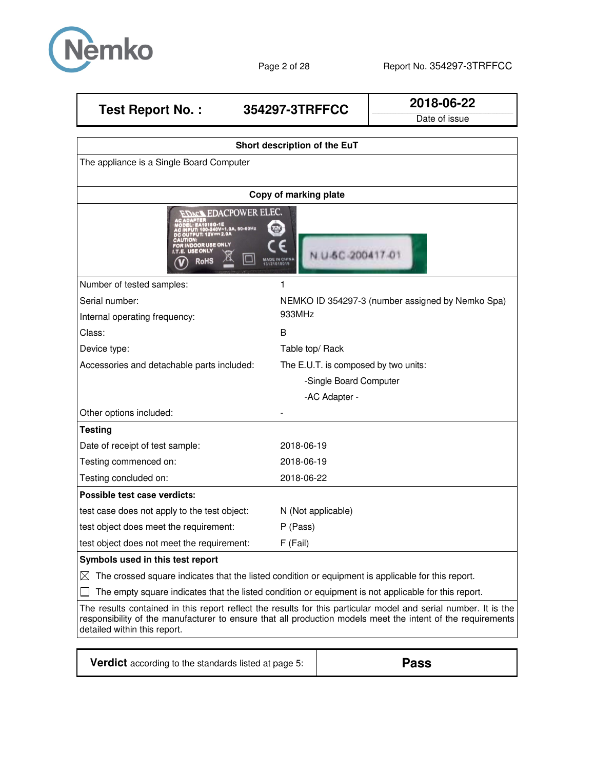| Test Report No. : | 354297-3TRFFCC | 2018-06-22 |
|---|---|---|
| | | Date of issue |

| Short description of the EuT | |
|---|---|
| The appliance is a Single Board Computer | |
| **Copy of marking plate** | |
| | |
| Number of tested samples: | 1 |
| Serial number: | NEMKO ID 354297-3 (number assigned by Nemko Spa) |
| Internal operating frequency: | 933MHz |
| Class: | B |
| Device type: | Table top/ Rack |
| Accessories and detachable parts included: | The E.U.T. is composed by two units:<br>-Single Board Computer<br>-AC Adapter - |
| Other options included: | - |
| **Testing** | |
| Date of receipt of test sample: | 2018-06-19 |
| Testing commenced on: | 2018-06-19 |
| Testing concluded on: | 2018-06-22 |
| **Possible test case verdicts:** | |
| test case does not apply to the test object: | N (Not applicable) |
| test object does meet the requirement: | P (Pass) |
| test object does not meet the requirement: | F (Fail) |
| **Symbols used in this test report** | |
| ☒ The crossed square indicates that the listed condition or equipment is applicable for this report. | |
| ☐ The empty square indicates that the listed condition or equipment is not applicable for this report. | |
| The results contained in this report reflect the results for this particular model and serial number. It is the responsibility of the manufacturer to ensure that all production models meet the intent of the requirements detailed within this report. | |

| **Verdict** according to the standards listed at page 5: | **Pass** |
|---|---|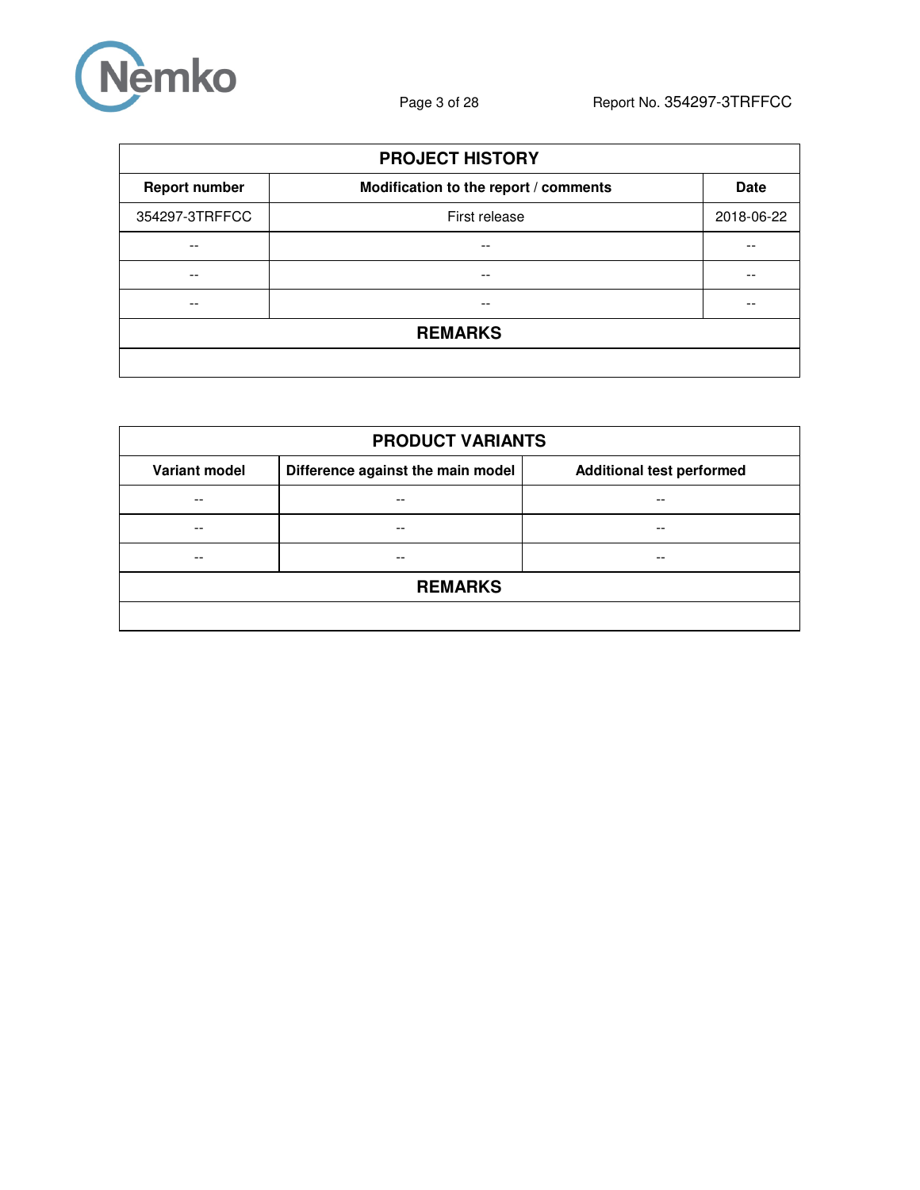## PROJECT HISTORY

| Report number | Modification to the report / comments | Date |
|---|---|---|
| 354297-3TRFFCC | First release | 2018-06-22 |
| -- | -- | -- |
| -- | -- | -- |
| -- | -- | -- |

**REMARKS**

## PRODUCT VARIANTS

| Variant model | Difference against the main model | Additional test performed |
|---|---|---|
| -- | -- | -- |
| -- | -- | -- |
| -- | -- | -- |

**REMARKS**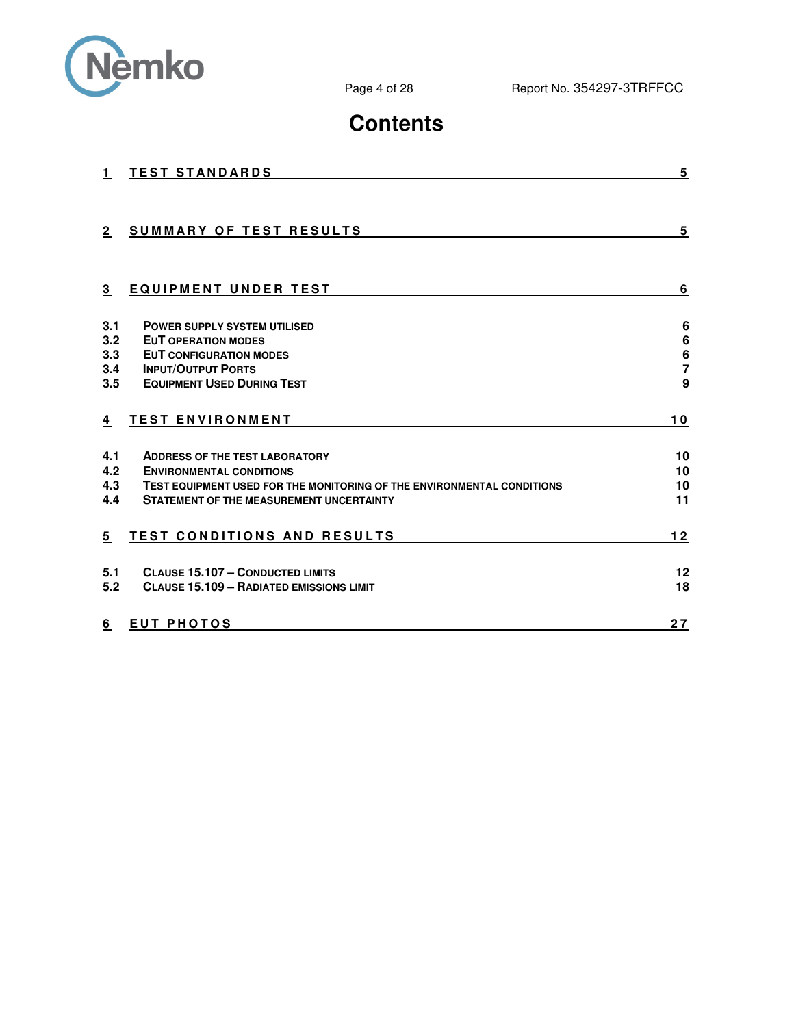# Contents

| | | |
|---|---|---|
| **1** | **TEST STANDARDS** | **5** |
| **2** | **SUMMARY OF TEST RESULTS** | **5** |
| **3** | **EQUIPMENT UNDER TEST** | **6** |
| 3.1 | POWER SUPPLY SYSTEM UTILISED | 6 |
| 3.2 | EUT OPERATION MODES | 6 |
| 3.3 | EUT CONFIGURATION MODES | 6 |
| 3.4 | INPUT/OUTPUT PORTS | 7 |
| 3.5 | EQUIPMENT USED DURING TEST | 9 |
| **4** | **TEST ENVIRONMENT** | **10** |
| 4.1 | ADDRESS OF THE TEST LABORATORY | 10 |
| 4.2 | ENVIRONMENTAL CONDITIONS | 10 |
| 4.3 | TEST EQUIPMENT USED FOR THE MONITORING OF THE ENVIRONMENTAL CONDITIONS | 10 |
| 4.4 | STATEMENT OF THE MEASUREMENT UNCERTAINTY | 11 |
| **5** | **TEST CONDITIONS AND RESULTS** | **12** |
| 5.1 | CLAUSE 15.107 – CONDUCTED LIMITS | 12 |
| 5.2 | CLAUSE 15.109 – RADIATED EMISSIONS LIMIT | 18 |
| **6** | **EUT PHOTOS** | **27** |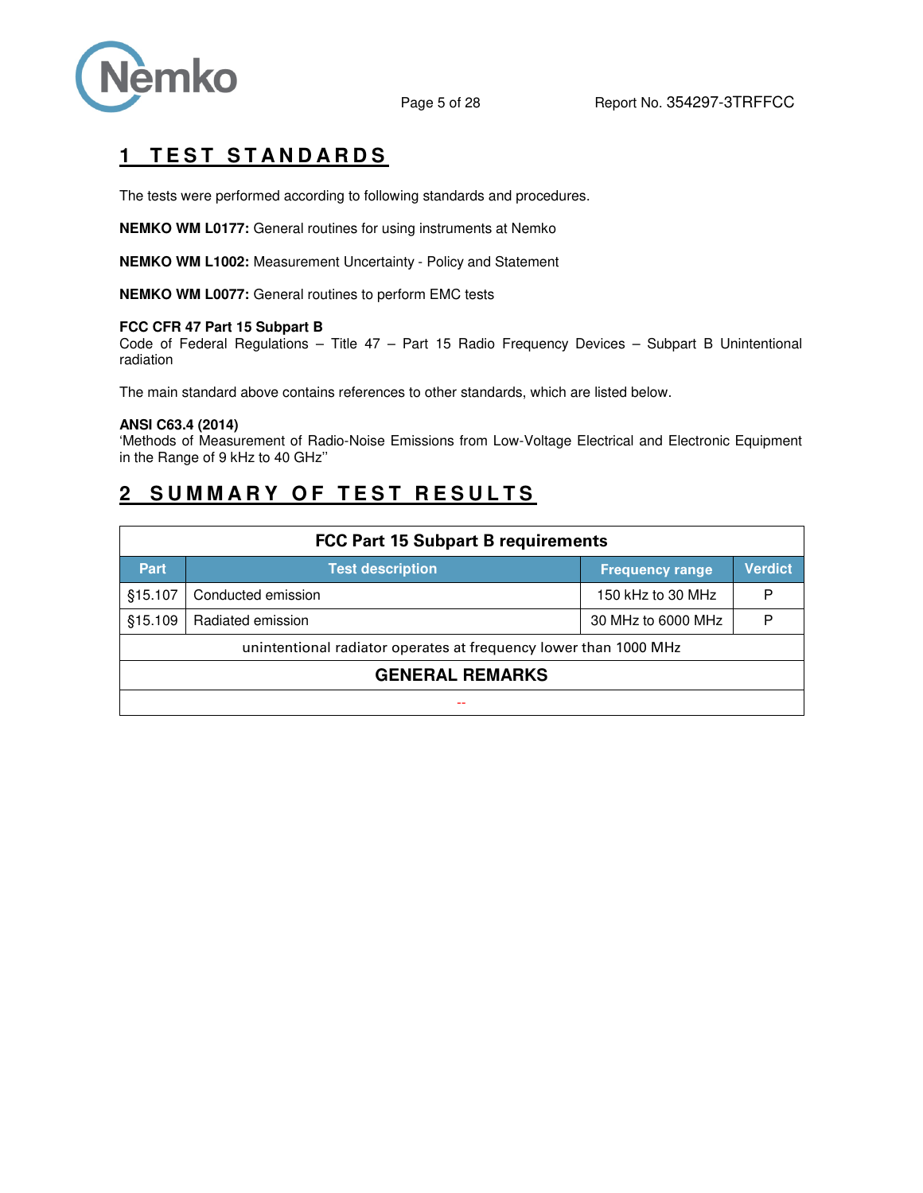# 1 TEST STANDARDS

The tests were performed according to following standards and procedures.

**NEMKO WM L0177:** General routines for using instruments at Nemko

**NEMKO WM L1002:** Measurement Uncertainty - Policy and Statement

**NEMKO WM L0077:** General routines to perform EMC tests

**FCC CFR 47 Part 15 Subpart B**
Code of Federal Regulations – Title 47 – Part 15 Radio Frequency Devices – Subpart B Unintentional radiation

The main standard above contains references to other standards, which are listed below.

**ANSI C63.4 (2014)**
'Methods of Measurement of Radio-Noise Emissions from Low-Voltage Electrical and Electronic Equipment in the Range of 9 kHz to 40 GHz''

# 2 SUMMARY OF TEST RESULTS

| FCC Part 15 Subpart B requirements | | | |
|---|---|---|---|
| **Part** | **Test description** | **Frequency range** | **Verdict** |
| §15.107 | Conducted emission | 150 kHz to 30 MHz | P |
| §15.109 | Radiated emission | 30 MHz to 6000 MHz | P |
| unintentional radiator operates at frequency lower than 1000 MHz | | | |
| **GENERAL REMARKS** | | | |
| -- | | | |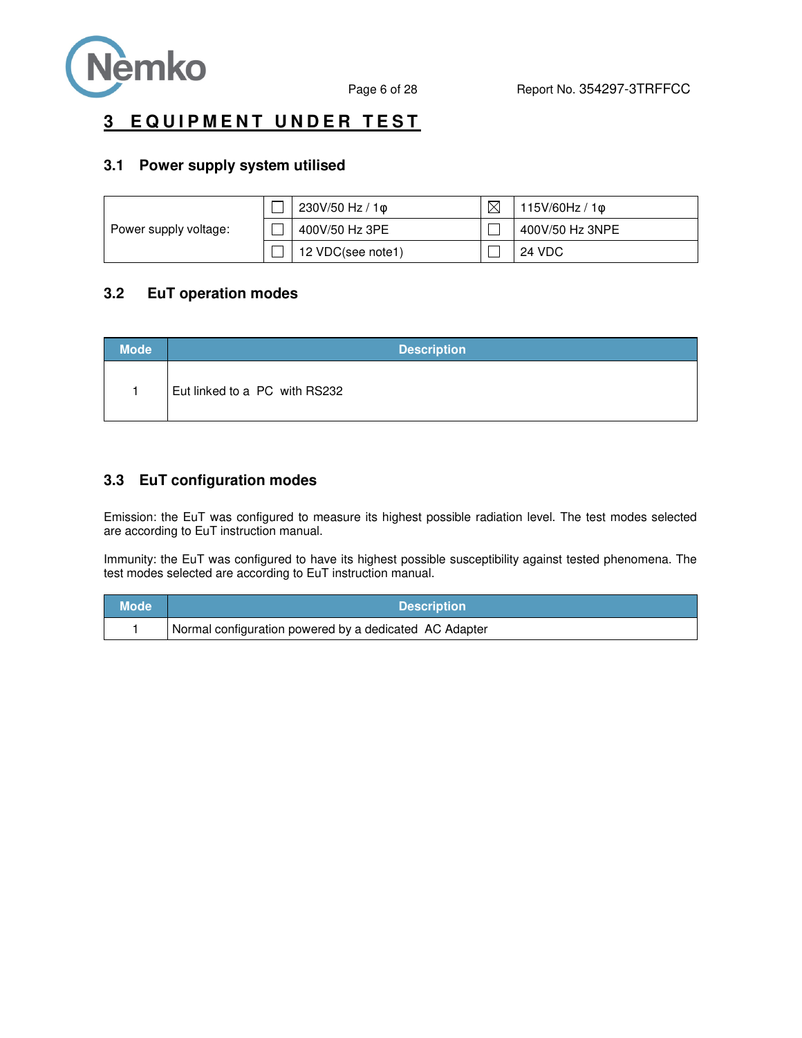# 3 EQUIPMENT UNDER TEST

## 3.1 Power supply system utilised

| Power supply voltage: | ☐ | 230V/50 Hz / 1φ | ☒ | 115V/60Hz / 1φ |
|---|---|---|---|---|
| | ☐ | 400V/50 Hz 3PE | ☐ | 400V/50 Hz 3NPE |
| | ☐ | 12 VDC(see note1) | ☐ | 24 VDC |

## 3.2 EuT operation modes

| Mode | Description |
|---|---|
| 1 | Eut linked to a PC with RS232 |

## 3.3 EuT configuration modes

Emission: the EuT was configured to measure its highest possible radiation level. The test modes selected are according to EuT instruction manual.

Immunity: the EuT was configured to have its highest possible susceptibility against tested phenomena. The test modes selected are according to EuT instruction manual.

| Mode | Description |
|---|---|
| 1 | Normal configuration powered by a dedicated AC Adapter |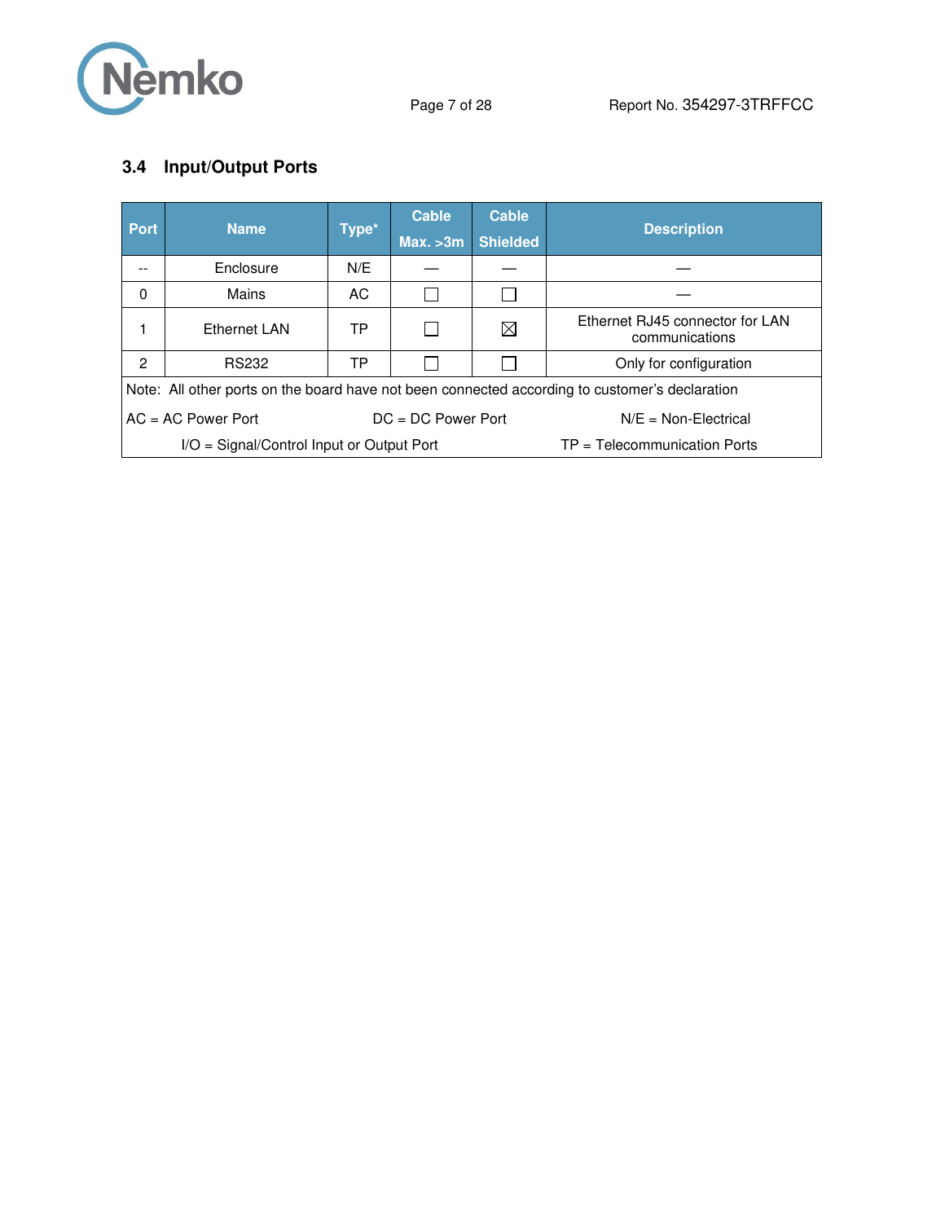## 3.4 Input/Output Ports

| Port | Name | Type* | Cable Max. >3m | Cable Shielded | Description |
|---|---|---|---|---|---|
| -- | Enclosure | N/E | — | — | — |
| 0 | Mains | AC | ☐ | ☐ | — |
| 1 | Ethernet LAN | TP | ☐ | ☒ | Ethernet RJ45 connector for LAN communications |
| 2 | RS232 | TP | ☐ | ☐ | Only for configuration |
| Note: All other ports on the board have not been connected according to customer's declaration | | | | | |
| AC = AC Power Port | | DC = DC Power Port | | N/E = Non-Electrical | |
| I/O = Signal/Control Input or Output Port | | | TP = Telecommunication Ports | | |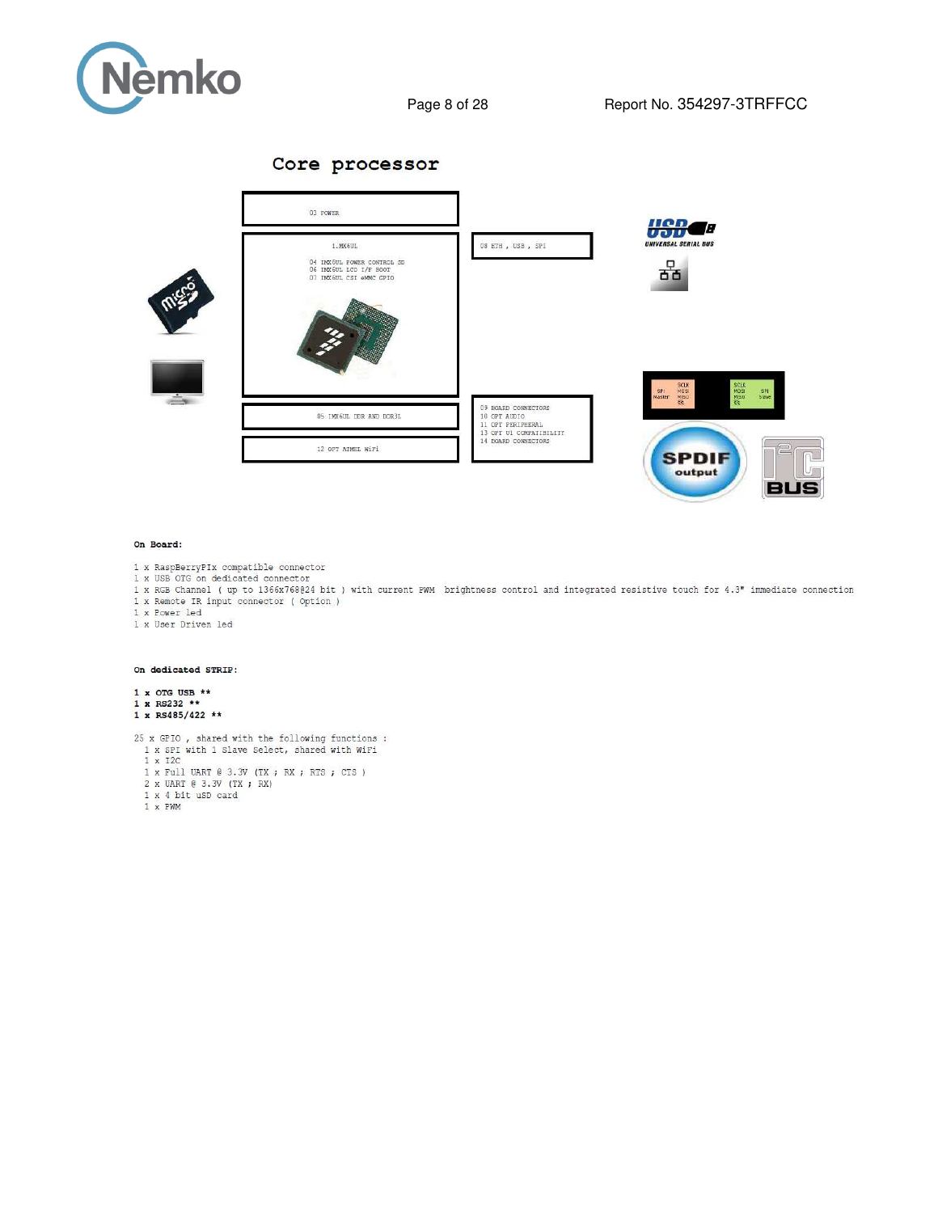## Core processor

03 POWER

1.MX6UL

04 IMX6UL POWER CONTROL SD
06 IMX6UL LCD I/F BOOT
07 IMX6UL CSI eMMC GPIO

05 IMX6UL DDR AND DDR3L

12 OPT ATMEL WiFi

08 ETH , USB , SPI

09 BOARD CONNECTORS
10 OPT AUDIO
11 OPT PERIPHERAL
13 OPT UI COMPATIBILITY
14 BOARD CONNECTORS

**On Board:**

1 x RaspBerryPIx compatible connector
1 x USB OTG on dedicated connector
1 x RGB Channel ( up to 1366x768@24 bit ) with current PWM brightness control and integrated resistive touch for 4.3" immediate connection
1 x Remote IR input connector ( Option )
1 x Power led
1 x User Driven led

**On dedicated STRIP:**

**1 x OTG USB \*\***
**1 x RS232 \*\***
**1 x RS485/422 \*\***

25 x GPIO , shared with the following functions :
1 x SPI with 1 Slave Select, shared with WiFi
1 x I2C
1 x Full UART @ 3.3V (TX ; RX ; RTS ; CTS )
2 x UART @ 3.3V (TX ; RX)
1 x 4 bit uSD card
1 x PWM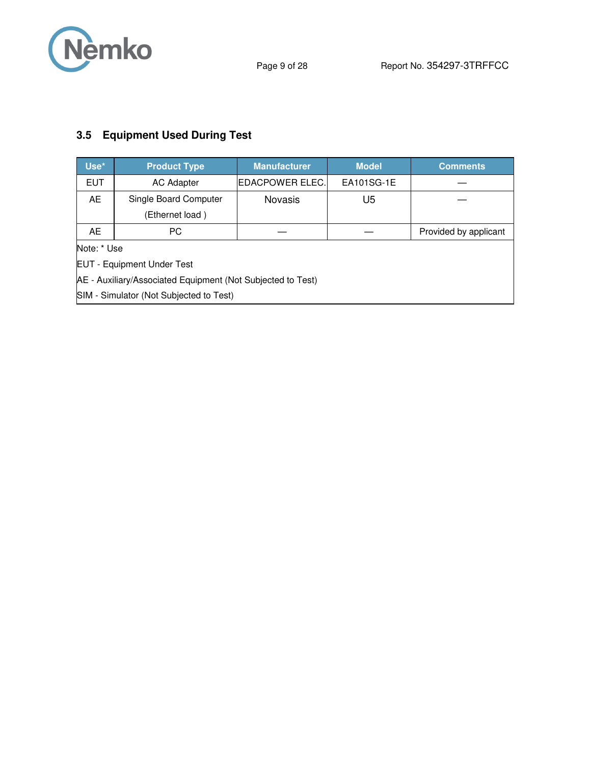## 3.5 Equipment Used During Test

| Use* | Product Type | Manufacturer | Model | Comments |
|---|---|---|---|---|
| EUT | AC Adapter | EDACPOWER ELEC. | EA101SG-1E | — |
| AE | Single Board Computer (Ethernet load ) | Novasis | U5 | — |
| AE | PC | — | — | Provided by applicant |

Note: * Use

EUT - Equipment Under Test

AE - Auxiliary/Associated Equipment (Not Subjected to Test)

SIM - Simulator (Not Subjected to Test)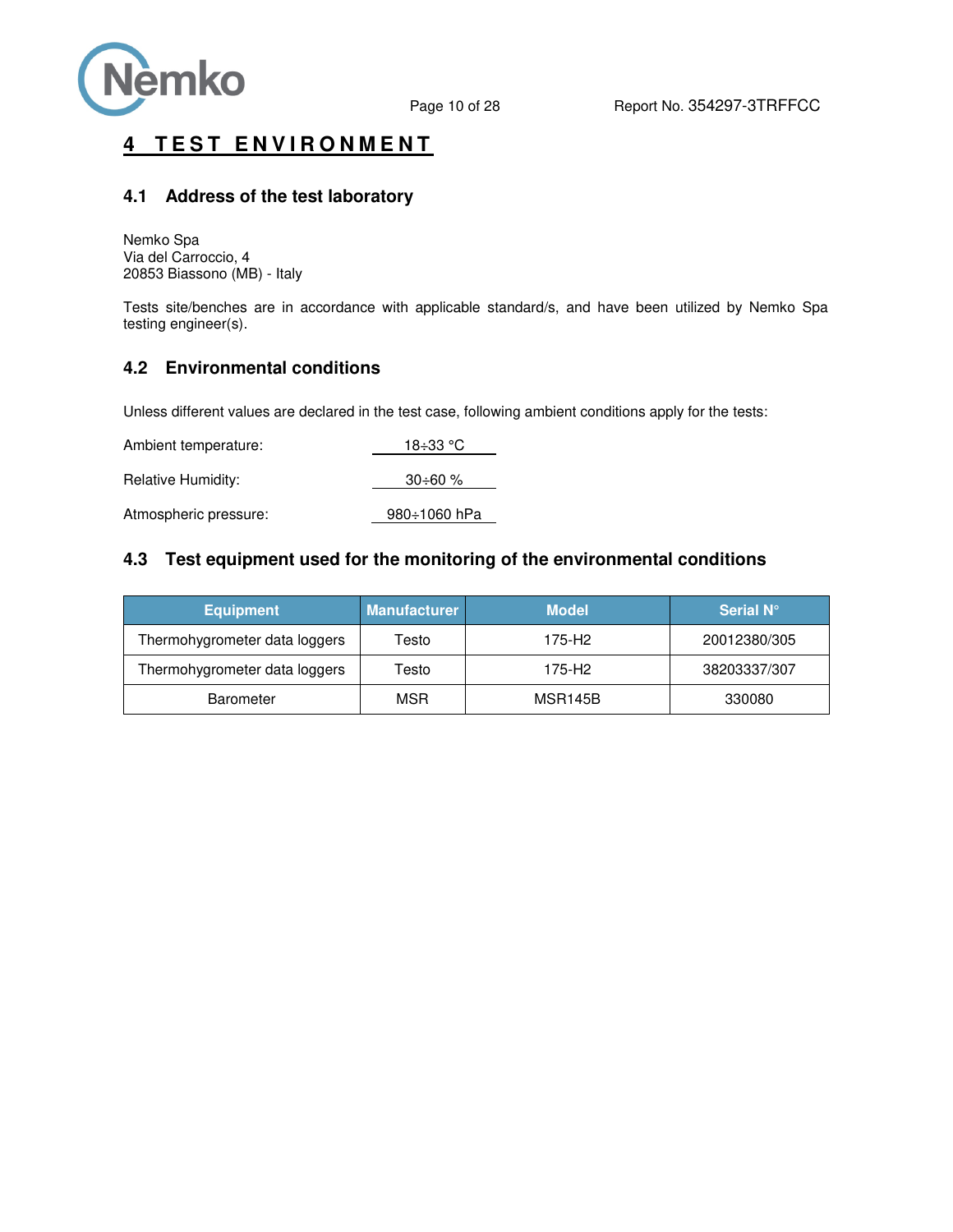# 4 TEST ENVIRONMENT

## 4.1 Address of the test laboratory

Nemko Spa
Via del Carroccio, 4
20853 Biassono (MB) - Italy

Tests site/benches are in accordance with applicable standard/s, and have been utilized by Nemko Spa testing engineer(s).

## 4.2 Environmental conditions

Unless different values are declared in the test case, following ambient conditions apply for the tests:

Ambient temperature: 18÷33 °C

Relative Humidity: 30÷60 %

Atmospheric pressure: 980÷1060 hPa

## 4.3 Test equipment used for the monitoring of the environmental conditions

| Equipment | Manufacturer | Model | Serial N° |
|---|---|---|---|
| Thermohygrometer data loggers | Testo | 175-H2 | 20012380/305 |
| Thermohygrometer data loggers | Testo | 175-H2 | 38203337/307 |
| Barometer | MSR | MSR145B | 330080 |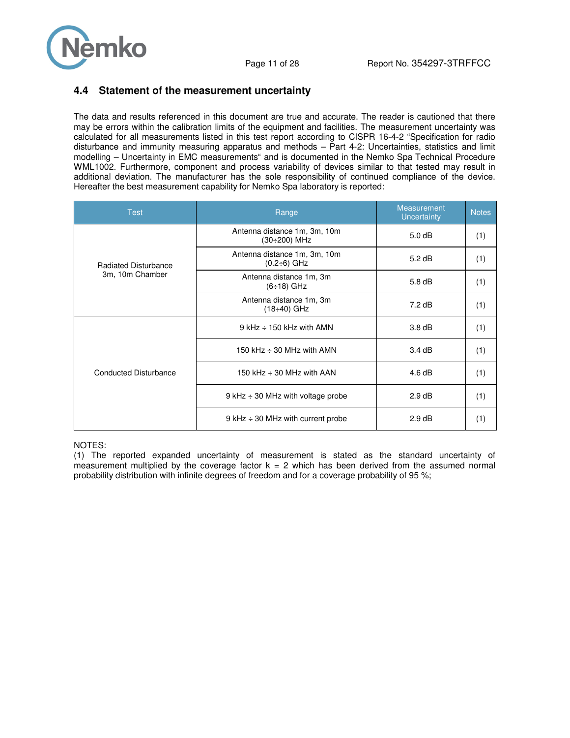## 4.4 Statement of the measurement uncertainty

The data and results referenced in this document are true and accurate. The reader is cautioned that there may be errors within the calibration limits of the equipment and facilities. The measurement uncertainty was calculated for all measurements listed in this test report according to CISPR 16-4-2 "Specification for radio disturbance and immunity measuring apparatus and methods – Part 4-2: Uncertainties, statistics and limit modelling – Uncertainty in EMC measurements" and is documented in the Nemko Spa Technical Procedure WML1002. Furthermore, component and process variability of devices similar to that tested may result in additional deviation. The manufacturer has the sole responsibility of continued compliance of the device. Hereafter the best measurement capability for Nemko Spa laboratory is reported:

| Test | Range | Measurement Uncertainty | Notes |
|---|---|---|---|
| Radiated Disturbance 3m, 10m Chamber | Antenna distance 1m, 3m, 10m (30÷200) MHz | 5.0 dB | (1) |
| | Antenna distance 1m, 3m, 10m (0.2÷6) GHz | 5.2 dB | (1) |
| | Antenna distance 1m, 3m (6÷18) GHz | 5.8 dB | (1) |
| | Antenna distance 1m, 3m (18÷40) GHz | 7.2 dB | (1) |
| Conducted Disturbance | 9 kHz ÷ 150 kHz with AMN | 3.8 dB | (1) |
| | 150 kHz ÷ 30 MHz with AMN | 3.4 dB | (1) |
| | 150 kHz ÷ 30 MHz with AAN | 4.6 dB | (1) |
| | 9 kHz ÷ 30 MHz with voltage probe | 2.9 dB | (1) |
| | 9 kHz ÷ 30 MHz with current probe | 2.9 dB | (1) |

NOTES:
(1) The reported expanded uncertainty of measurement is stated as the standard uncertainty of measurement multiplied by the coverage factor $k = 2$ which has been derived from the assumed normal probability distribution with infinite degrees of freedom and for a coverage probability of 95 %;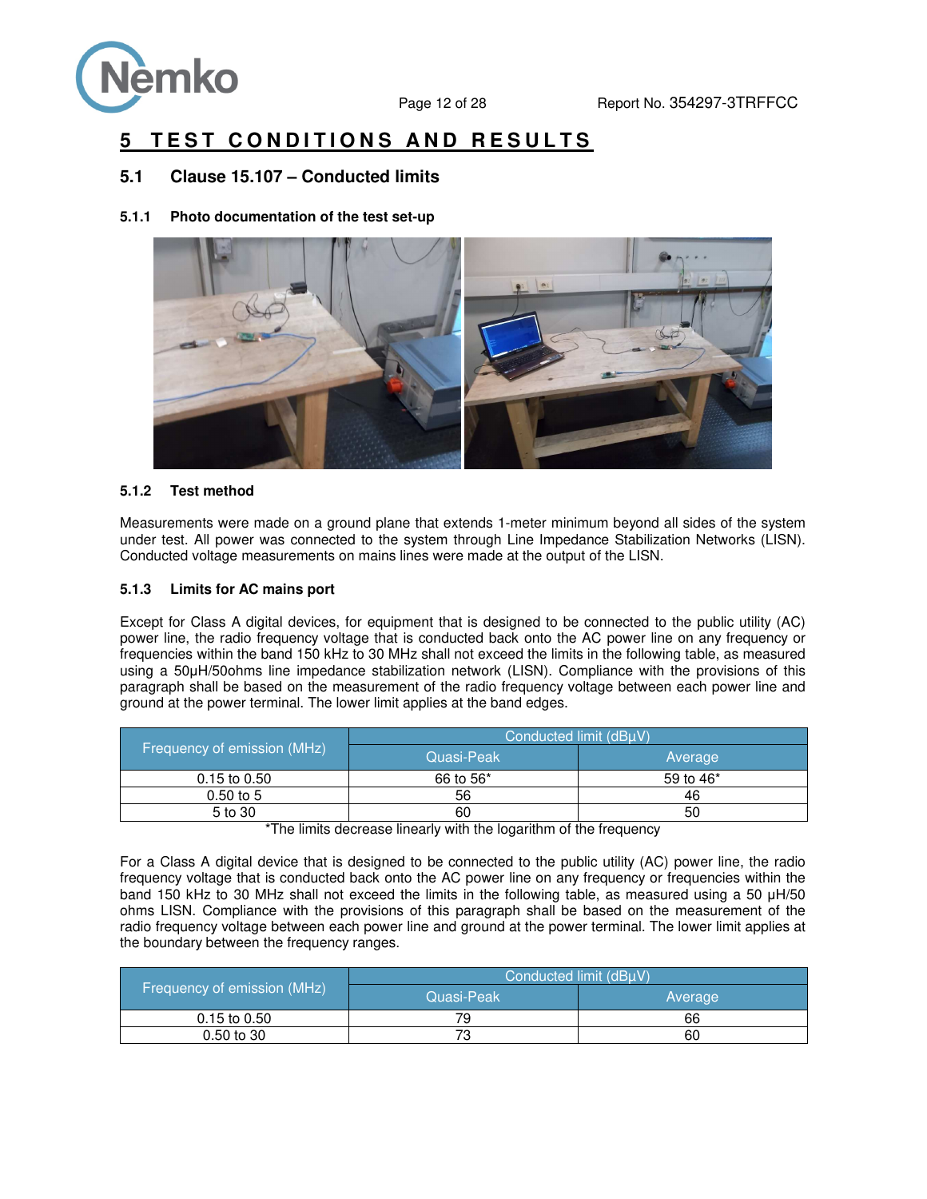# 5 TEST CONDITIONS AND RESULTS

## 5.1 Clause 15.107 – Conducted limits

### 5.1.1 Photo documentation of the test set-up

### 5.1.2 Test method

Measurements were made on a ground plane that extends 1-meter minimum beyond all sides of the system under test. All power was connected to the system through Line Impedance Stabilization Networks (LISN). Conducted voltage measurements on mains lines were made at the output of the LISN.

### 5.1.3 Limits for AC mains port

Except for Class A digital devices, for equipment that is designed to be connected to the public utility (AC) power line, the radio frequency voltage that is conducted back onto the AC power line on any frequency or frequencies within the band 150 kHz to 30 MHz shall not exceed the limits in the following table, as measured using a 50µH/50ohms line impedance stabilization network (LISN). Compliance with the provisions of this paragraph shall be based on the measurement of the radio frequency voltage between each power line and ground at the power terminal. The lower limit applies at the band edges.

| Frequency of emission (MHz) | Conducted limit (dBµV) | |
|---|---|---|
| | Quasi-Peak | Average |
| 0.15 to 0.50 | 66 to 56* | 59 to 46* |
| 0.50 to 5 | 56 | 46 |
| 5 to 30 | 60 | 50 |

*The limits decrease linearly with the logarithm of the frequency

For a Class A digital device that is designed to be connected to the public utility (AC) power line, the radio frequency voltage that is conducted back onto the AC power line on any frequency or frequencies within the band 150 kHz to 30 MHz shall not exceed the limits in the following table, as measured using a 50 µH/50 ohms LISN. Compliance with the provisions of this paragraph shall be based on the measurement of the radio frequency voltage between each power line and ground at the power terminal. The lower limit applies at the boundary between the frequency ranges.

| Frequency of emission (MHz) | Conducted limit (dBµV) | |
|---|---|---|
| | Quasi-Peak | Average |
| 0.15 to 0.50 | 79 | 66 |
| 0.50 to 30 | 73 | 60 |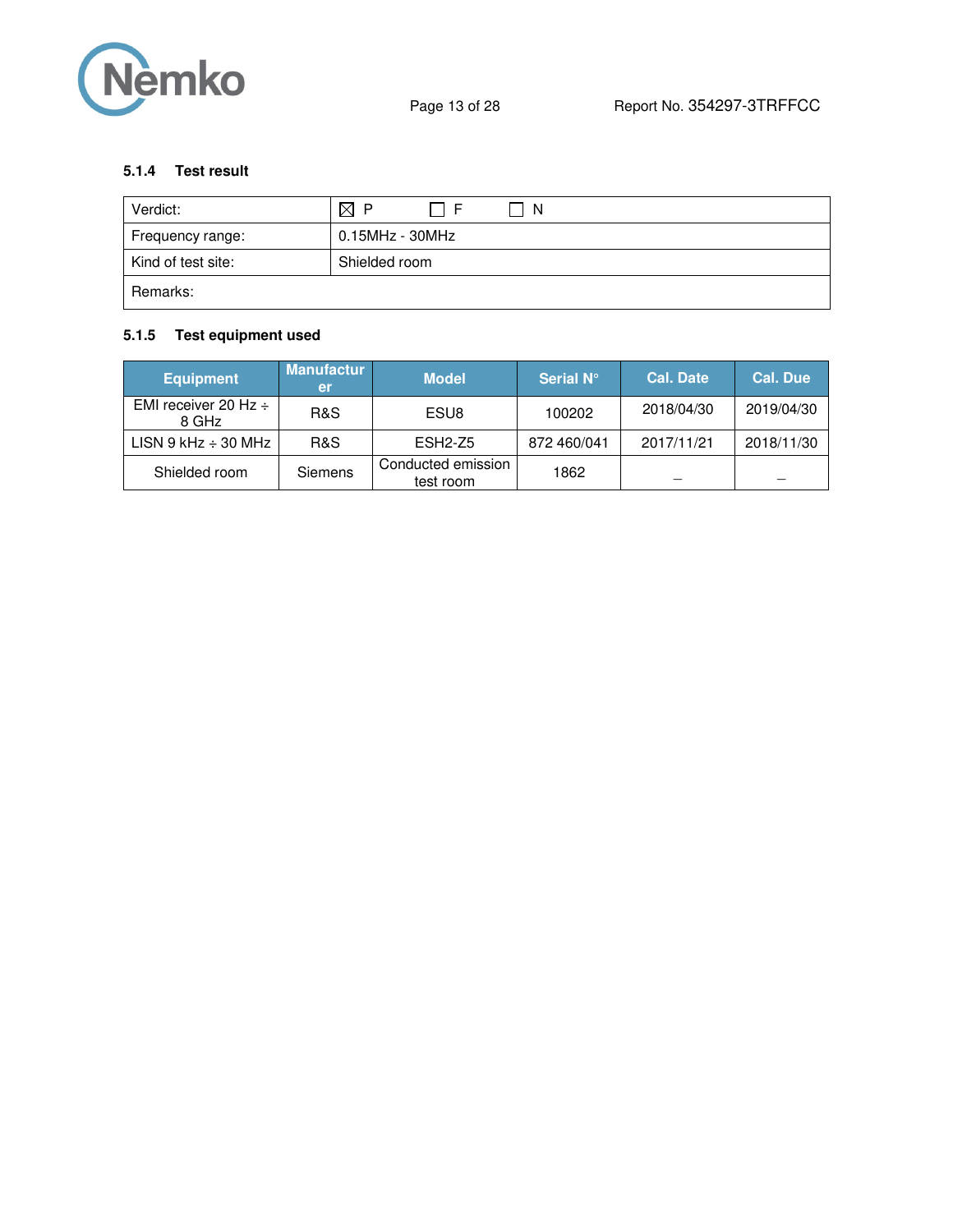### 5.1.4 Test result

| Verdict: | ☒ P ☐ F ☐ N |
|---|---|
| Frequency range: | 0.15MHz - 30MHz |
| Kind of test site: | Shielded room |
| Remarks: | |

### 5.1.5 Test equipment used

| Equipment | Manufacturer | Model | Serial N° | Cal. Date | Cal. Due |
|---|---|---|---|---|---|
| EMI receiver 20 Hz ÷ 8 GHz | R&S | ESU8 | 100202 | 2018/04/30 | 2019/04/30 |
| LISN 9 kHz ÷ 30 MHz | R&S | ESH2-Z5 | 872 460/041 | 2017/11/21 | 2018/11/30 |
| Shielded room | Siemens | Conducted emission test room | 1862 | – | – |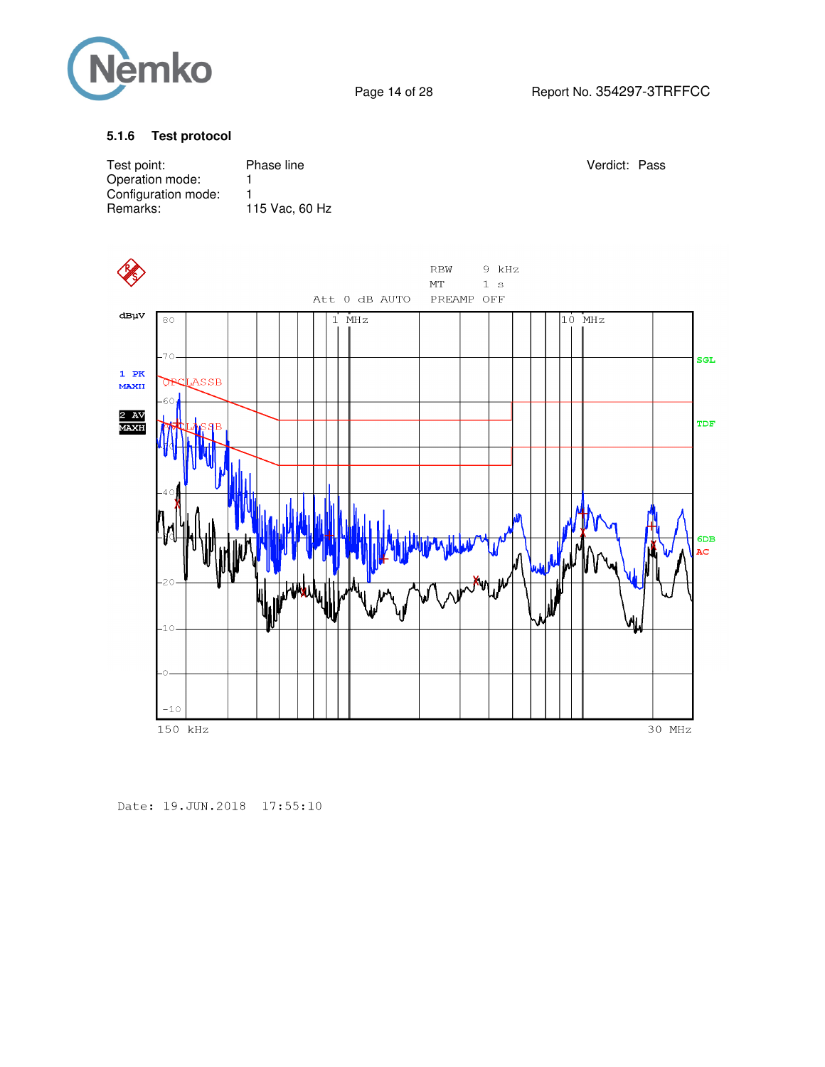### 5.1.6 Test protocol

| | | | |
|---|---|---|---|
| Test point: | Phase line | Verdict: | Pass |
| Operation mode: | 1 | | |
| Configuration mode: | 1 | | |
| Remarks: | 115 Vac, 60 Hz | | |

RBW 9 kHz
MT 1 s
Att 0 dB AUTO PREAMP OFF

dBµV

1 PK MAXH

2 AV MAXH

QPCLASSB

AVCLASSB

1 MHz

10 MHz

SGL

TDF

6DB

AC

80, 70, 60, 50, 40, 30, 20, 10, 0, -10

150 kHz 30 MHz

Date: 19.JUN.2018 17:55:10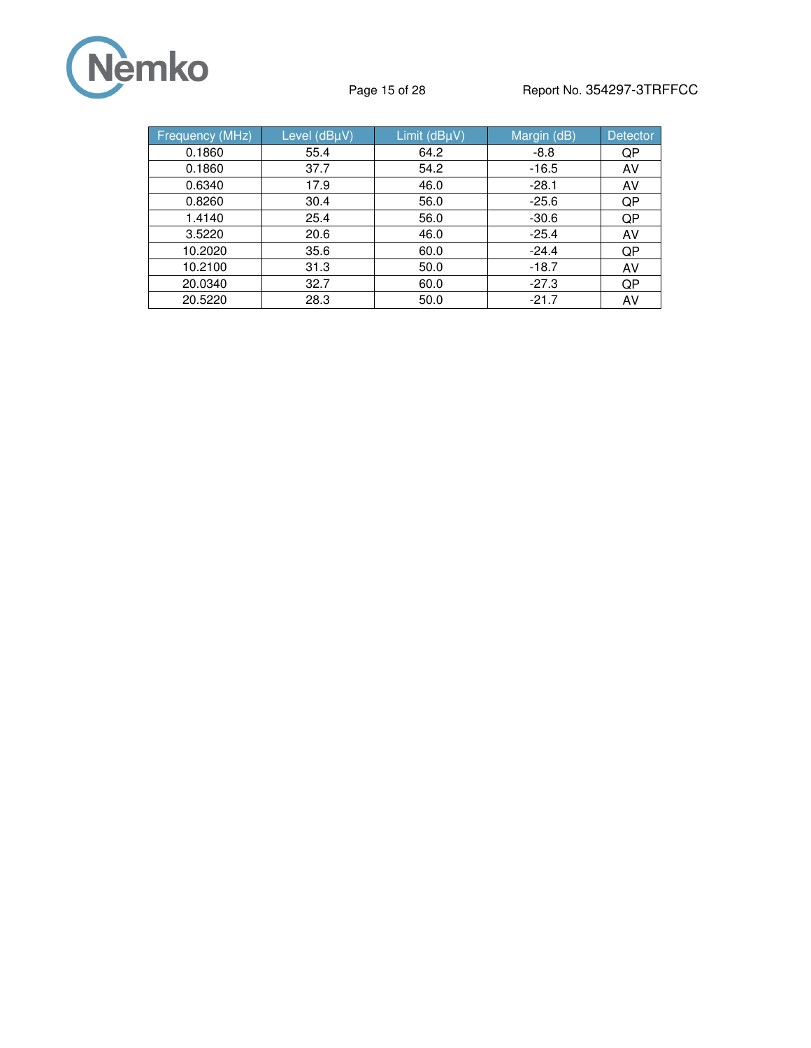| Frequency (MHz) | Level (dBµV) | Limit (dBµV) | Margin (dB) | Detector |
|---|---|---|---|---|
| 0.1860 | 55.4 | 64.2 | -8.8 | QP |
| 0.1860 | 37.7 | 54.2 | -16.5 | AV |
| 0.6340 | 17.9 | 46.0 | -28.1 | AV |
| 0.8260 | 30.4 | 56.0 | -25.6 | QP |
| 1.4140 | 25.4 | 56.0 | -30.6 | QP |
| 3.5220 | 20.6 | 46.0 | -25.4 | AV |
| 10.2020 | 35.6 | 60.0 | -24.4 | QP |
| 10.2100 | 31.3 | 50.0 | -18.7 | AV |
| 20.0340 | 32.7 | 60.0 | -27.3 | QP |
| 20.5220 | 28.3 | 50.0 | -21.7 | AV |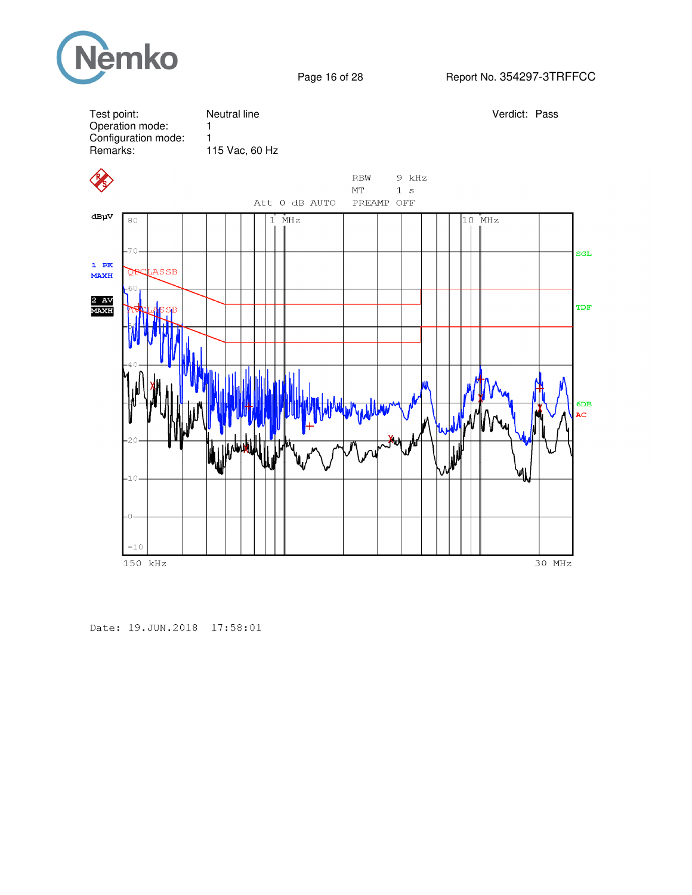| Test point: | Neutral line | Verdict: Pass |
|---|---|---|
| Operation mode: | 1 | |
| Configuration mode: | 1 | |
| Remarks: | 115 Vac, 60 Hz | |

RBW 9 kHz
MT 1 s
Att 0 dB AUTO PREAMP OFF

dBµV

1 PK MAXH

2 AV MAXH

QPCLASSB

AVCLASSB

SGL

TDF

6DB AC

1 MHz

10 MHz

150 kHz

30 MHz

Date: 19.JUN.2018 17:58:01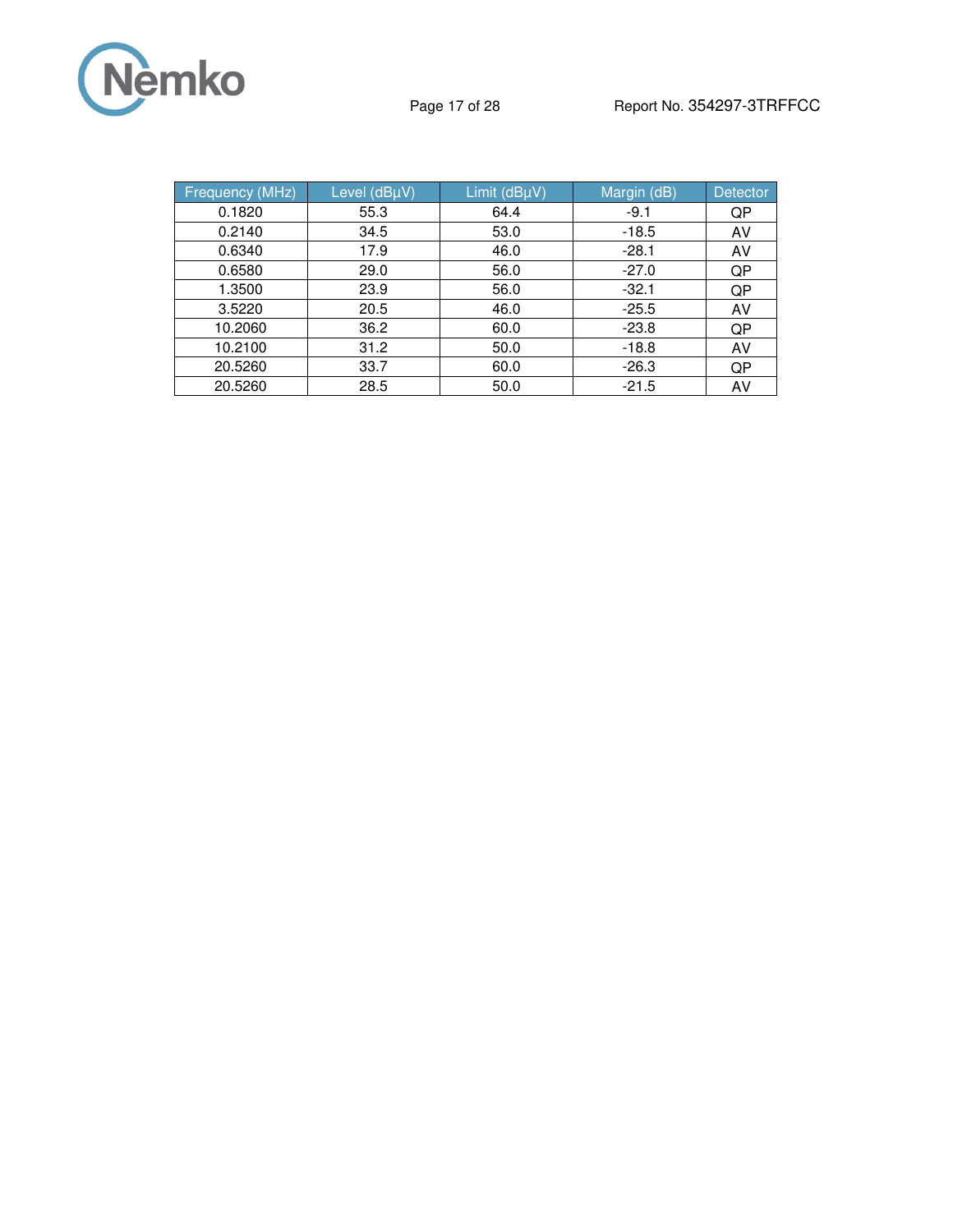| Frequency (MHz) | Level (dBµV) | Limit (dBµV) | Margin (dB) | Detector |
|---|---|---|---|---|
| 0.1820 | 55.3 | 64.4 | -9.1 | QP |
| 0.2140 | 34.5 | 53.0 | -18.5 | AV |
| 0.6340 | 17.9 | 46.0 | -28.1 | AV |
| 0.6580 | 29.0 | 56.0 | -27.0 | QP |
| 1.3500 | 23.9 | 56.0 | -32.1 | QP |
| 3.5220 | 20.5 | 46.0 | -25.5 | AV |
| 10.2060 | 36.2 | 60.0 | -23.8 | QP |
| 10.2100 | 31.2 | 50.0 | -18.8 | AV |
| 20.5260 | 33.7 | 60.0 | -26.3 | QP |
| 20.5260 | 28.5 | 50.0 | -21.5 | AV |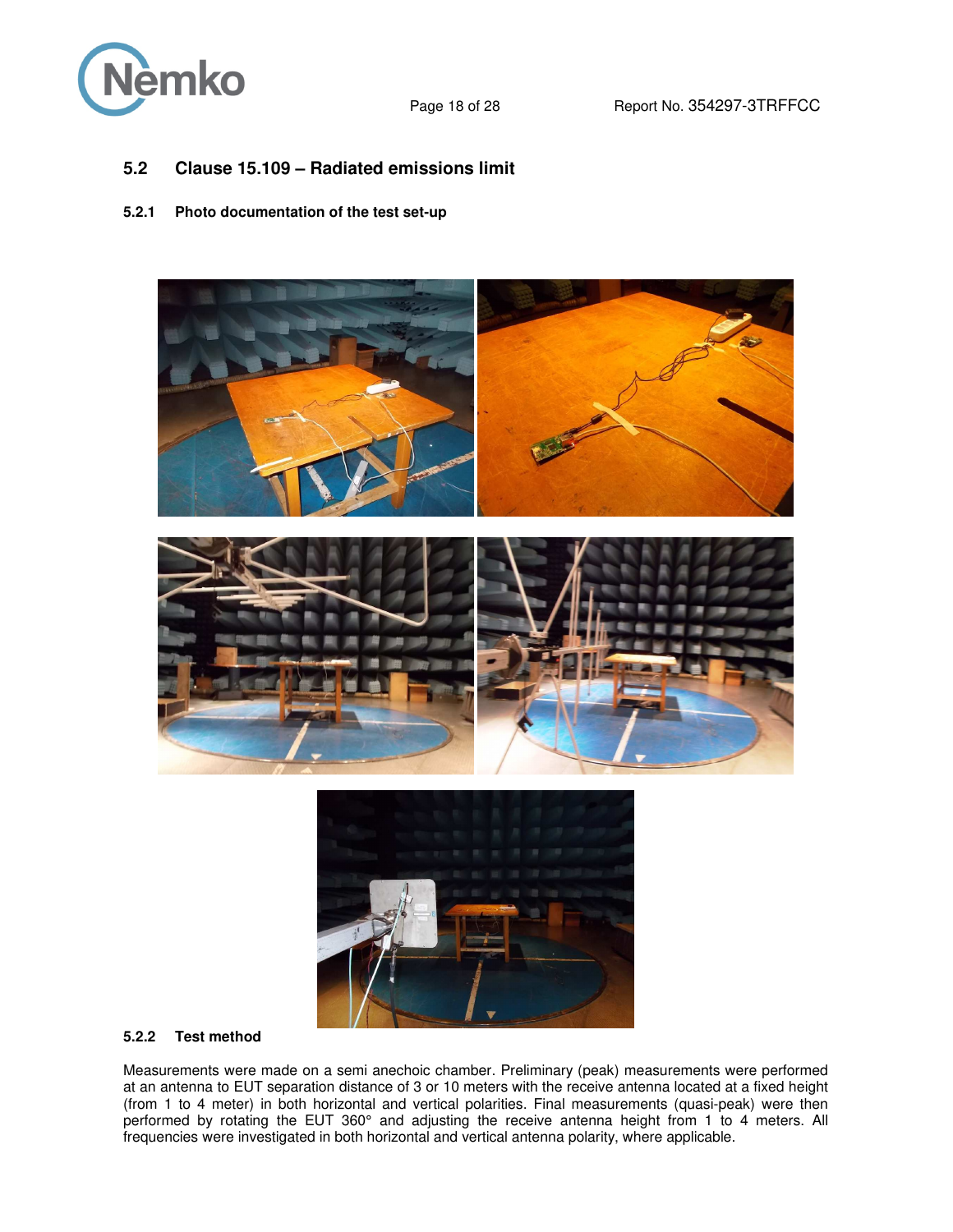## 5.2 Clause 15.109 – Radiated emissions limit

### 5.2.1 Photo documentation of the test set-up

### 5.2.2 Test method

Measurements were made on a semi anechoic chamber. Preliminary (peak) measurements were performed at an antenna to EUT separation distance of 3 or 10 meters with the receive antenna located at a fixed height (from 1 to 4 meter) in both horizontal and vertical polarities. Final measurements (quasi-peak) were then performed by rotating the EUT 360° and adjusting the receive antenna height from 1 to 4 meters. All frequencies were investigated in both horizontal and vertical antenna polarity, where applicable.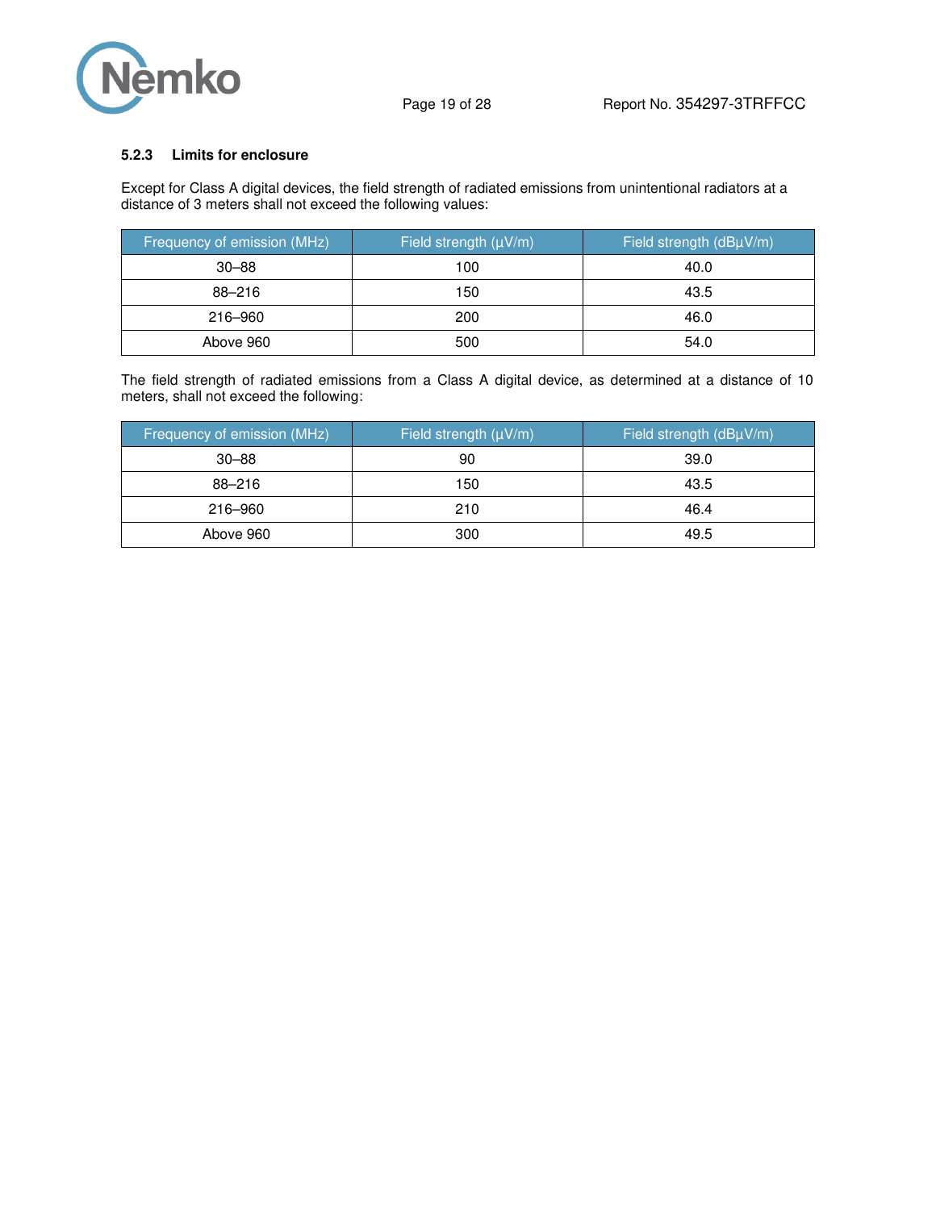### 5.2.3 Limits for enclosure

Except for Class A digital devices, the field strength of radiated emissions from unintentional radiators at a distance of 3 meters shall not exceed the following values:

| Frequency of emission (MHz) | Field strength (µV/m) | Field strength (dBµV/m) |
|---|---|---|
| 30–88 | 100 | 40.0 |
| 88–216 | 150 | 43.5 |
| 216–960 | 200 | 46.0 |
| Above 960 | 500 | 54.0 |

The field strength of radiated emissions from a Class A digital device, as determined at a distance of 10 meters, shall not exceed the following:

| Frequency of emission (MHz) | Field strength (µV/m) | Field strength (dBµV/m) |
|---|---|---|
| 30–88 | 90 | 39.0 |
| 88–216 | 150 | 43.5 |
| 216–960 | 210 | 46.4 |
| Above 960 | 300 | 49.5 |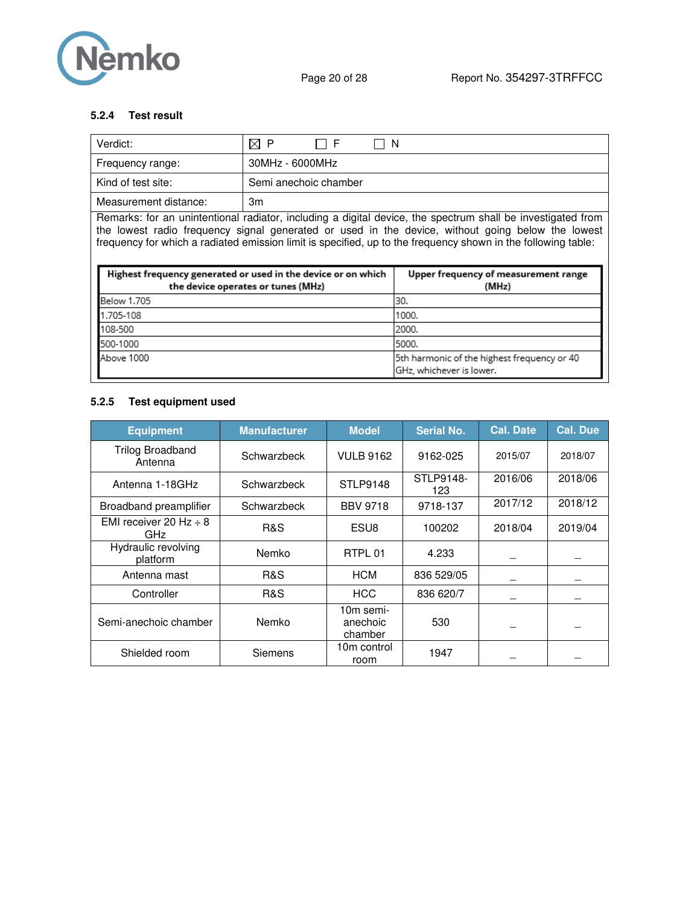### 5.2.4 Test result

| Verdict: | ☒ P ☐ F ☐ N |
|---|---|
| Frequency range: | 30MHz - 6000MHz |
| Kind of test site: | Semi anechoic chamber |
| Measurement distance: | 3m |

Remarks: for an unintentional radiator, including a digital device, the spectrum shall be investigated from the lowest radio frequency signal generated or used in the device, without going below the lowest frequency for which a radiated emission limit is specified, up to the frequency shown in the following table:

| Highest frequency generated or used in the device or on which the device operates or tunes (MHz) | Upper frequency of measurement range (MHz) |
|---|---|
| Below 1.705 | 30. |
| 1.705-108 | 1000. |
| 108-500 | 2000. |
| 500-1000 | 5000. |
| Above 1000 | 5th harmonic of the highest frequency or 40 GHz, whichever is lower. |

### 5.2.5 Test equipment used

| Equipment | Manufacturer | Model | Serial No. | Cal. Date | Cal. Due |
|---|---|---|---|---|---|
| Trilog Broadband Antenna | Schwarzbeck | VULB 9162 | 9162-025 | 2015/07 | 2018/07 |
| Antenna 1-18GHz | Schwarzbeck | STLP9148 | STLP9148-123 | 2016/06 | 2018/06 |
| Broadband preamplifier | Schwarzbeck | BBV 9718 | 9718-137 | 2017/12 | 2018/12 |
| EMI receiver 20 Hz ÷ 8 GHz | R&S | ESU8 | 100202 | 2018/04 | 2019/04 |
| Hydraulic revolving platform | Nemko | RTPL 01 | 4.233 | _ | _ |
| Antenna mast | R&S | HCM | 836 529/05 | _ | _ |
| Controller | R&S | HCC | 836 620/7 | _ | _ |
| Semi-anechoic chamber | Nemko | 10m semi-anechoic chamber | 530 | _ | _ |
| Shielded room | Siemens | 10m control room | 1947 | _ | _ |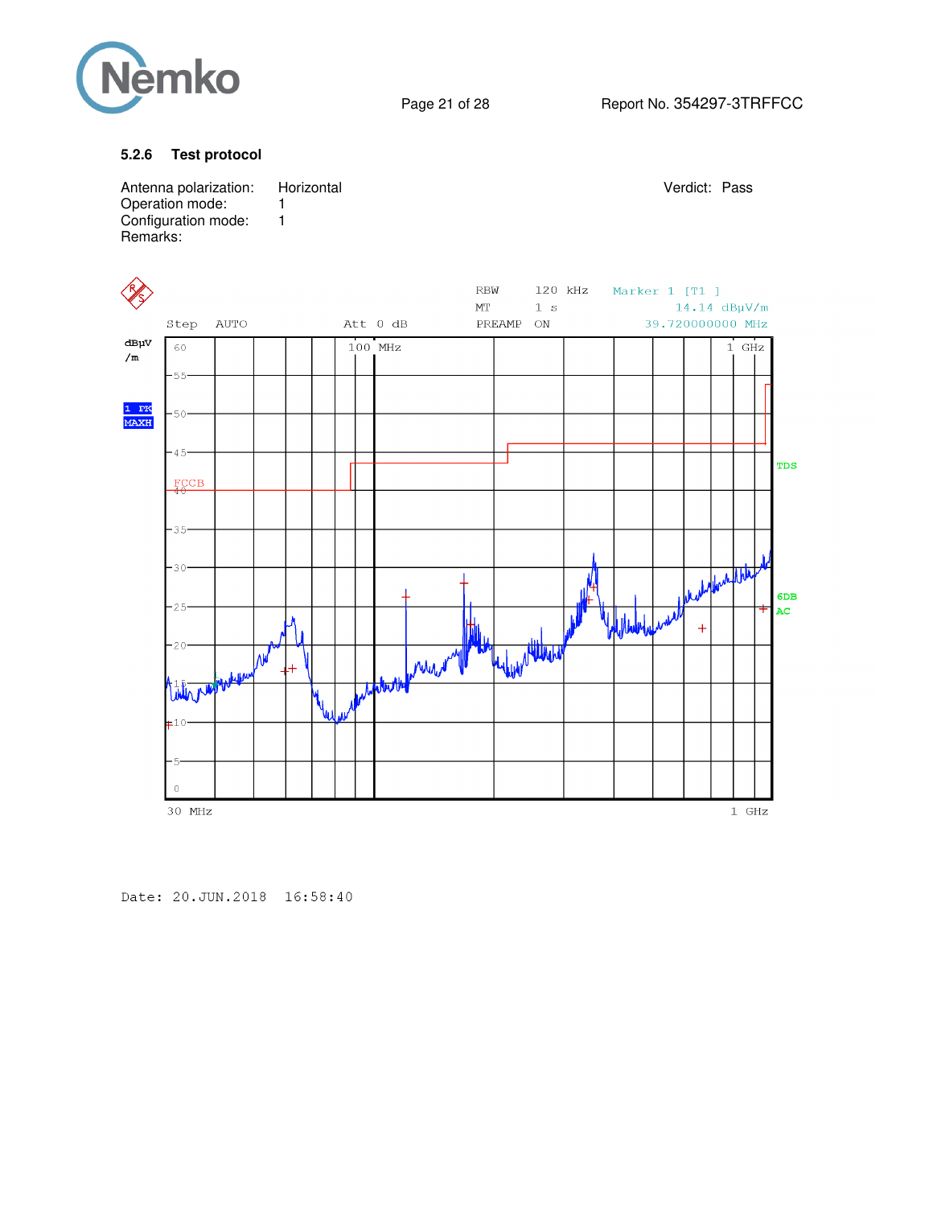### 5.2.6 Test protocol

Antenna polarization: Horizontal

Operation mode: 1

Configuration mode: 1

Remarks:

Verdict: Pass

RBW 120 kHz  Marker 1 [T1 ]
MT 1 s  14.14 dBµV/m
Step AUTO  Att 0 dB  PREAMP ON  39.720000000 MHz

dBµV/m

1 PK MAXH

FCCB

TDS

6DB AC

100 MHz  1 GHz

30 MHz  1 GHz

Date: 20.JUN.2018 16:58:40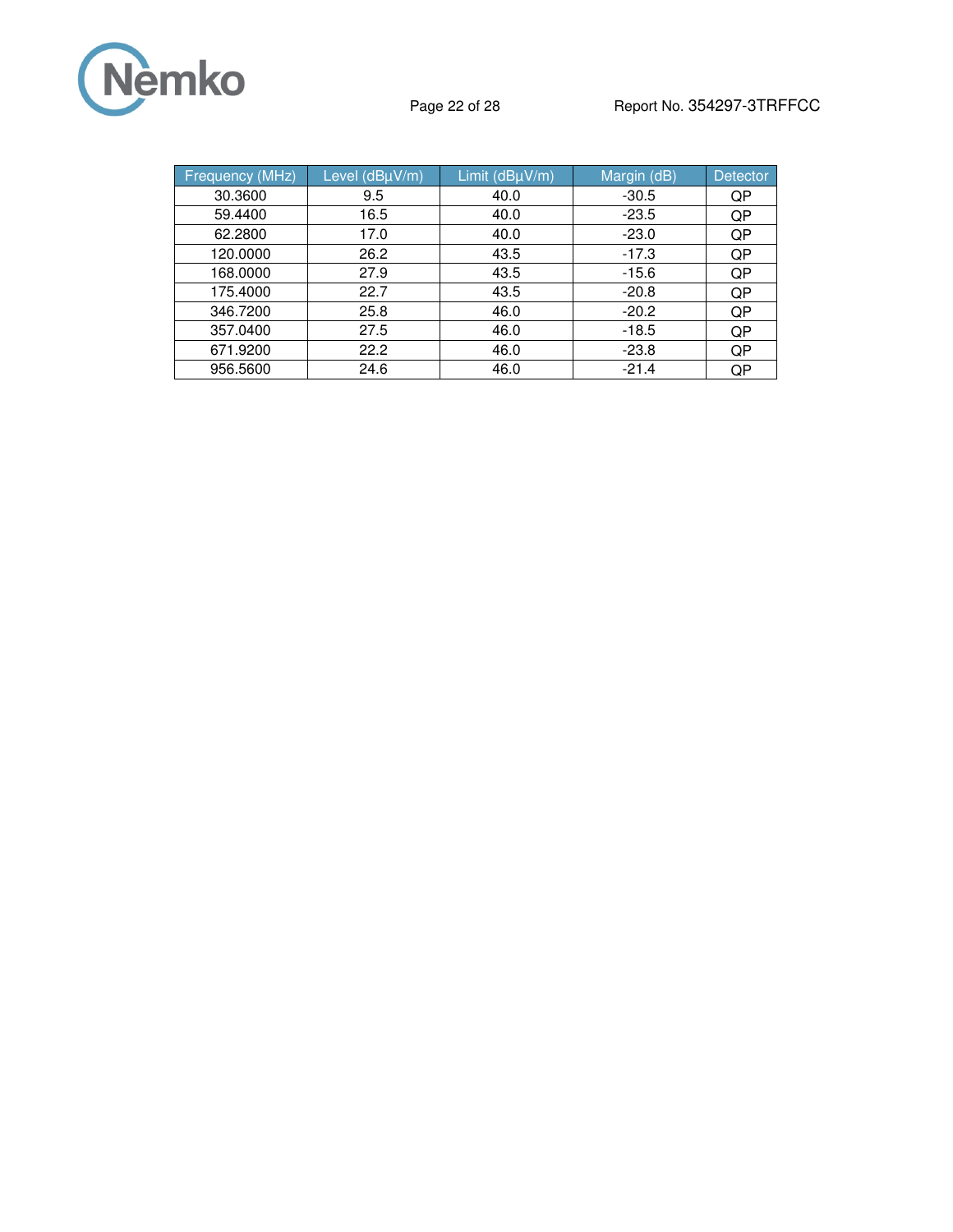| Frequency (MHz) | Level (dBµV/m) | Limit (dBµV/m) | Margin (dB) | Detector |
|---|---|---|---|---|
| 30.3600 | 9.5 | 40.0 | -30.5 | QP |
| 59.4400 | 16.5 | 40.0 | -23.5 | QP |
| 62.2800 | 17.0 | 40.0 | -23.0 | QP |
| 120.0000 | 26.2 | 43.5 | -17.3 | QP |
| 168.0000 | 27.9 | 43.5 | -15.6 | QP |
| 175.4000 | 22.7 | 43.5 | -20.8 | QP |
| 346.7200 | 25.8 | 46.0 | -20.2 | QP |
| 357.0400 | 27.5 | 46.0 | -18.5 | QP |
| 671.9200 | 22.2 | 46.0 | -23.8 | QP |
| 956.5600 | 24.6 | 46.0 | -21.4 | QP |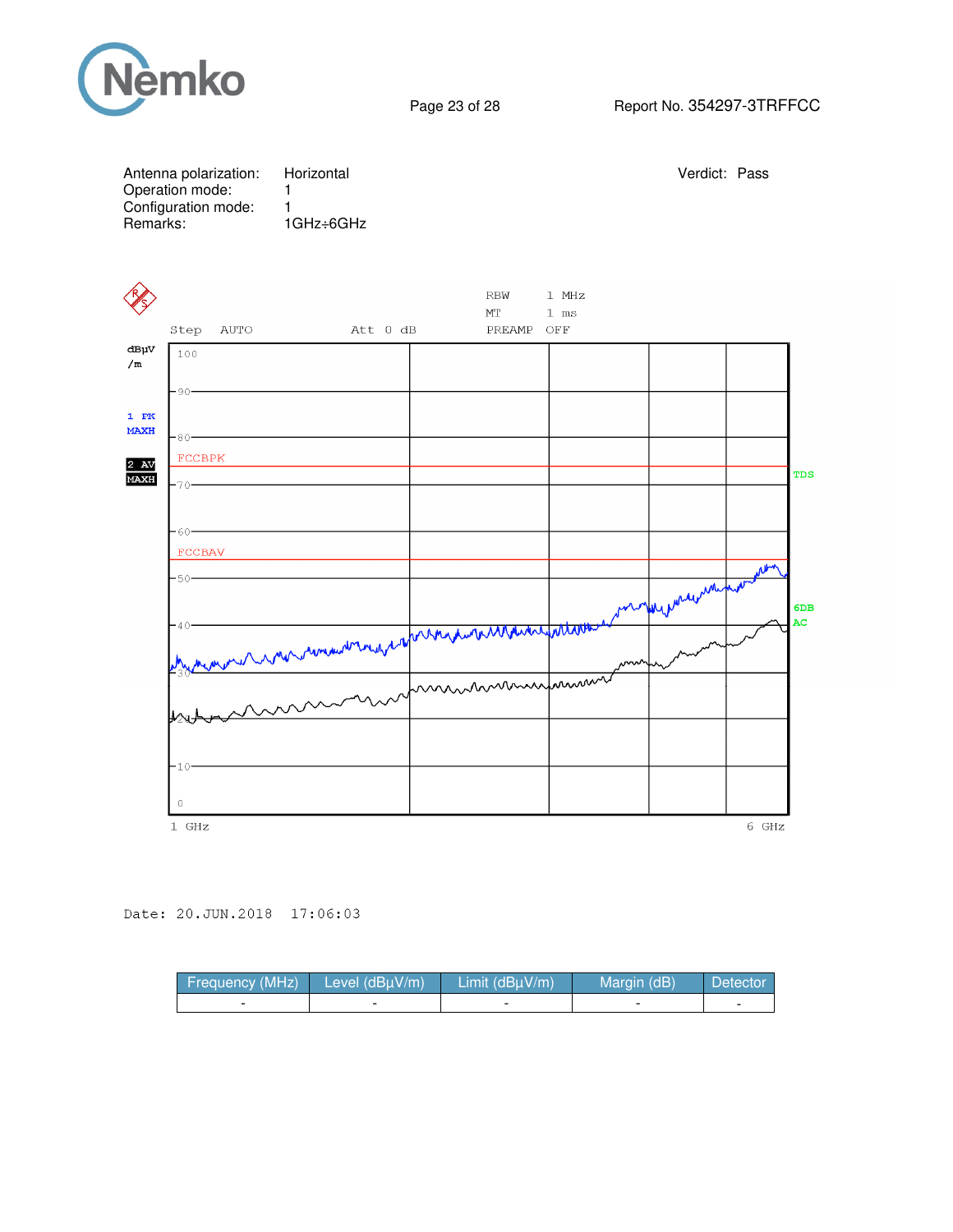| Antenna polarization: | Horizontal |
| --- | --- |
| Operation mode: | 1 |
| Configuration mode: | 1 |
| Remarks: | 1GHz÷6GHz |

Verdict: Pass

RBW 1 MHz
MT 1 ms
Step AUTO Att 0 dB PREAMP OFF

dBµV/m

1 PK MAXH

2 AV MAXH

FCCBPK

FCCBAV

TDS

6DB AC

1 GHz 6 GHz

Date: 20.JUN.2018 17:06:03

| Frequency (MHz) | Level (dBµV/m) | Limit (dBµV/m) | Margin (dB) | Detector |
| --- | --- | --- | --- | --- |
| - | - | - | - | - |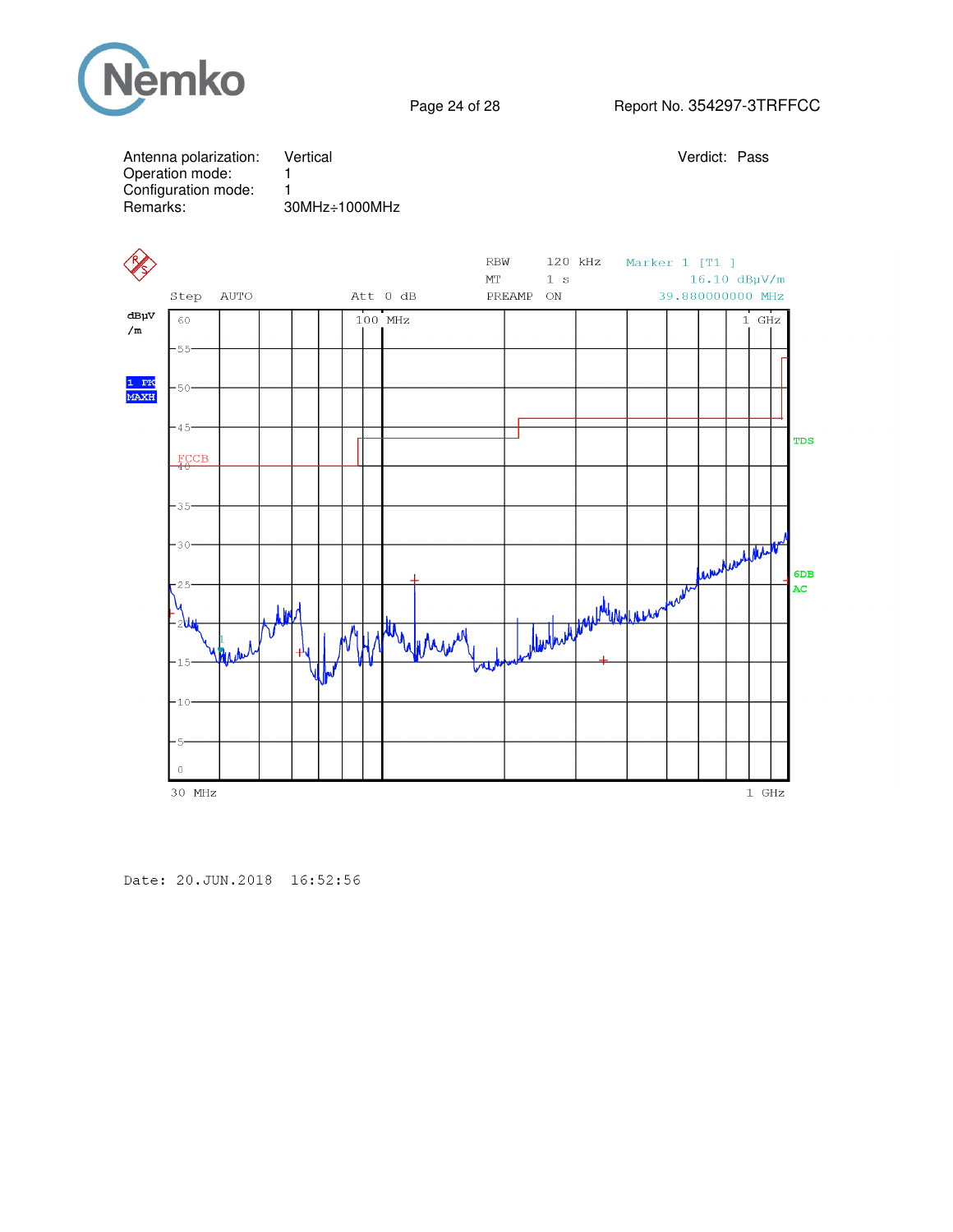| | | |
|---|---|---|
| Antenna polarization: | Vertical | Verdict: Pass |
| Operation mode: | 1 | |
| Configuration mode: | 1 | |
| Remarks: | 30MHz÷1000MHz | |

RBW 120 kHz Marker 1 [T1 ]
MT 1 s 16.10 dBµV/m
Step AUTO Att 0 dB PREAMP ON 39.880000000 MHz

dBµV/m

1 PK MAXH

FCCB

TDS

6DB AC

30 MHz 1 GHz

Date: 20.JUN.2018 16:52:56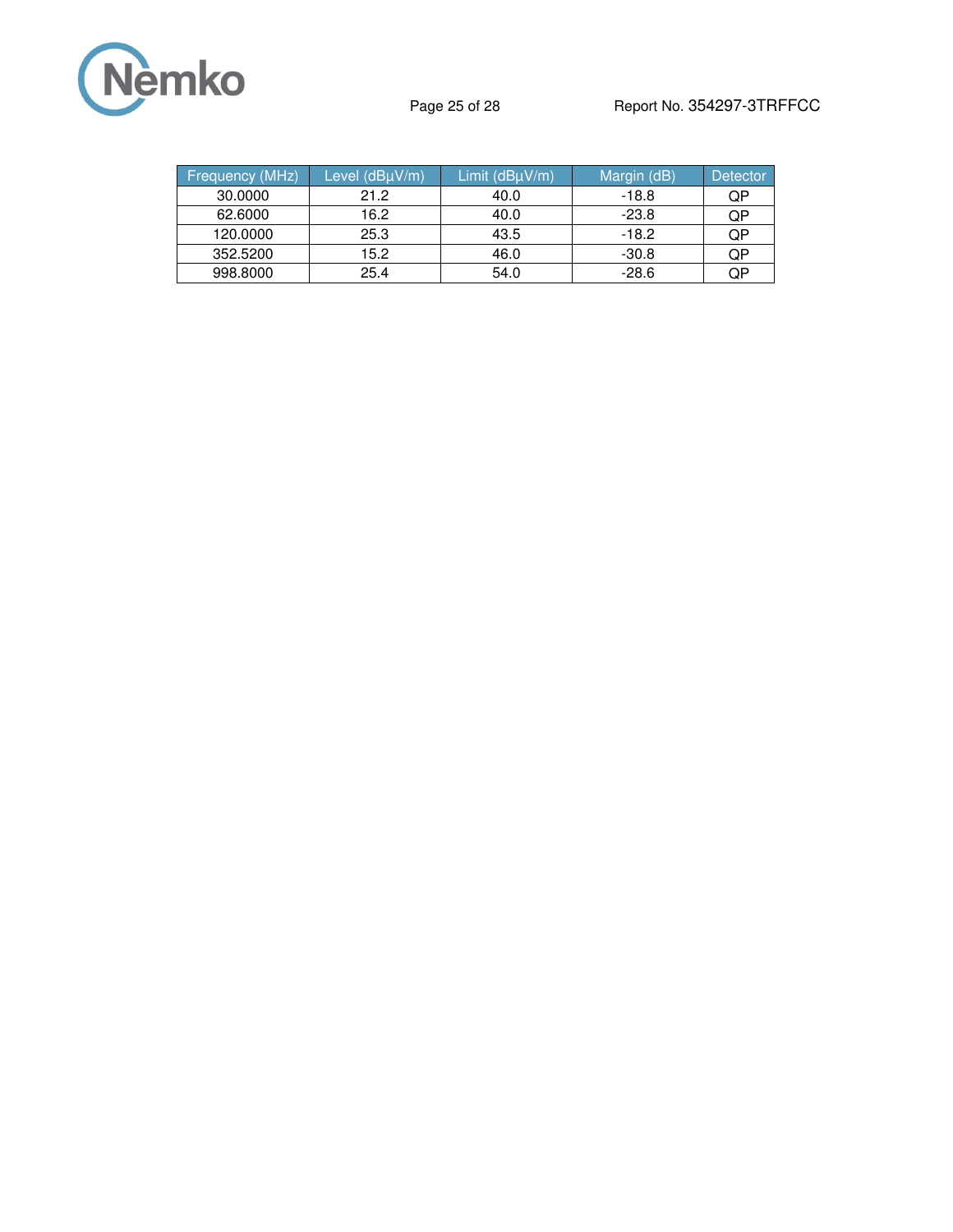| Frequency (MHz) | Level (dBµV/m) | Limit (dBµV/m) | Margin (dB) | Detector |
| --- | --- | --- | --- | --- |
| 30.0000 | 21.2 | 40.0 | -18.8 | QP |
| 62.6000 | 16.2 | 40.0 | -23.8 | QP |
| 120.0000 | 25.3 | 43.5 | -18.2 | QP |
| 352.5200 | 15.2 | 46.0 | -30.8 | QP |
| 998.8000 | 25.4 | 54.0 | -28.6 | QP |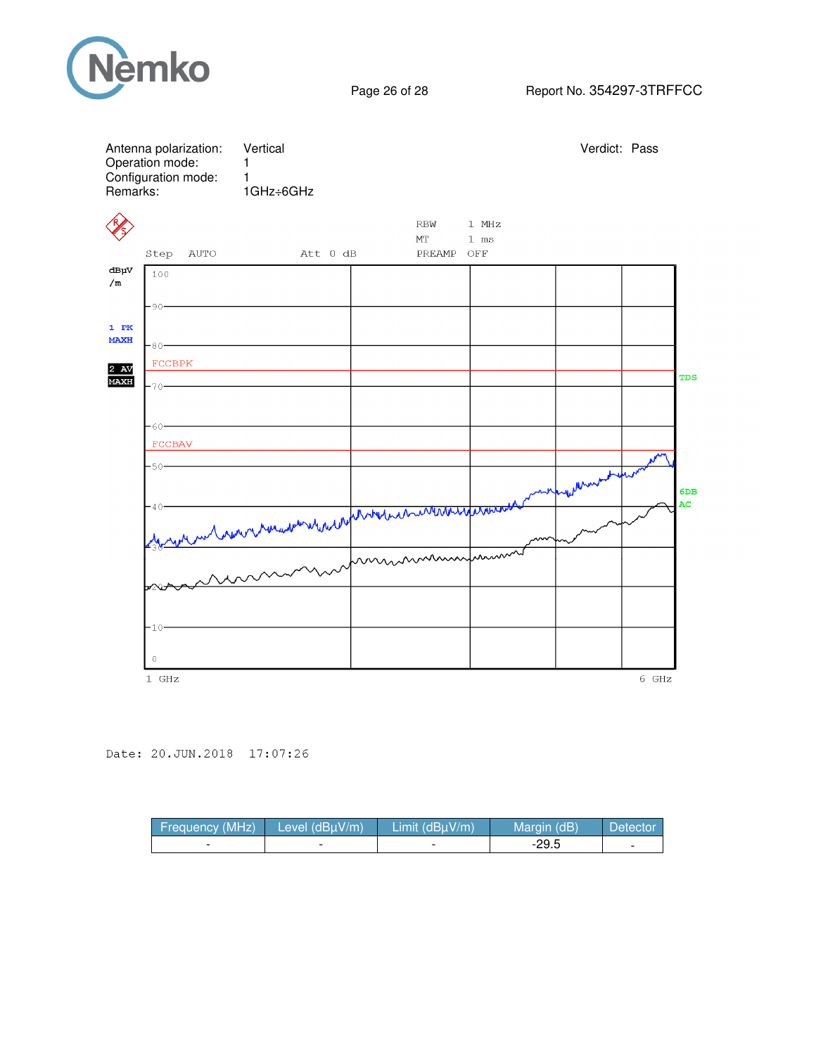Antenna polarization: Vertical
Operation mode: 1
Configuration mode: 1
Remarks: 1GHz÷6GHz

Verdict: Pass

Date: 20.JUN.2018 17:07:26

| Frequency (MHz) | Level (dBµV/m) | Limit (dBµV/m) | Margin (dB) | Detector |
|---|---|---|---|---|
| - | - | - | -29.5 | - |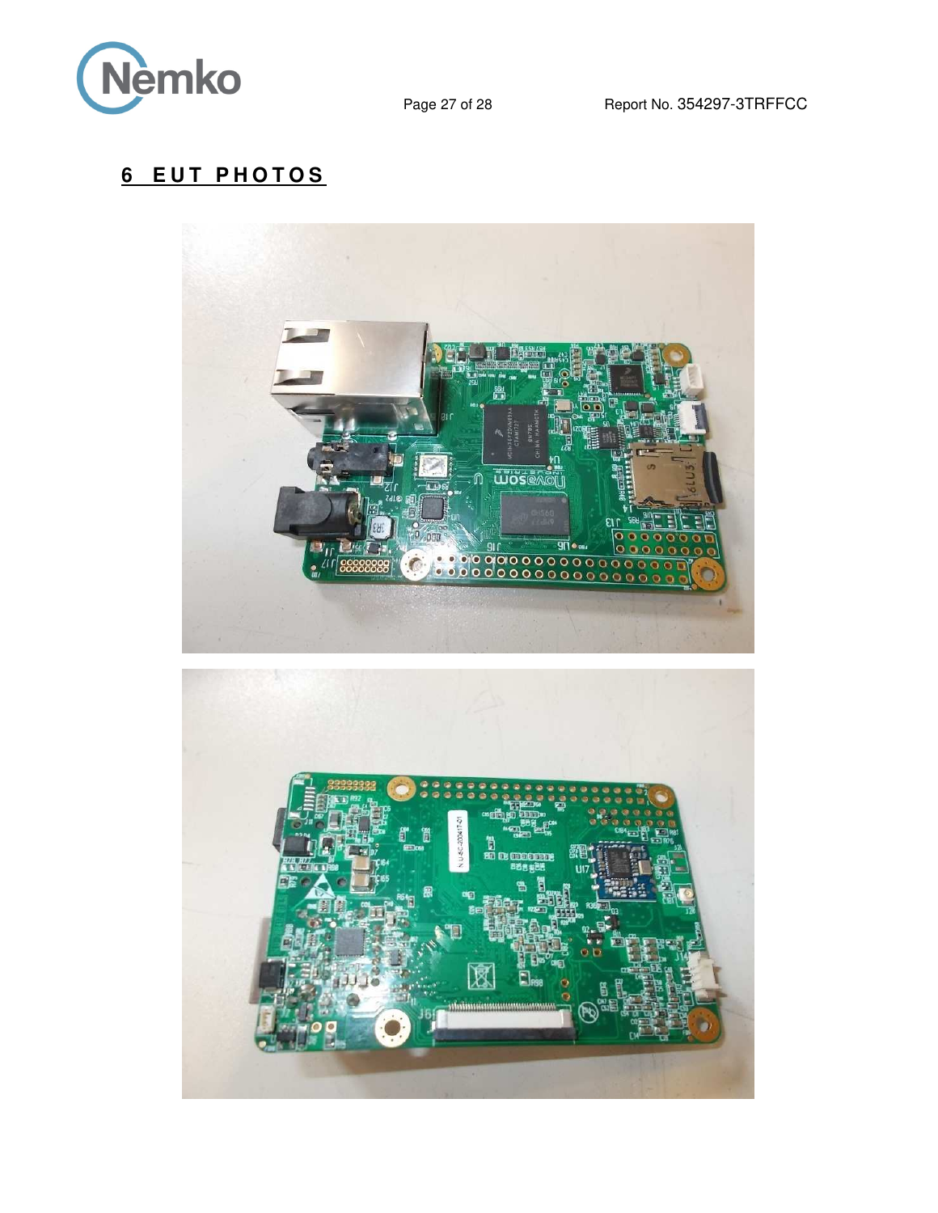## 6 EUT PHOTOS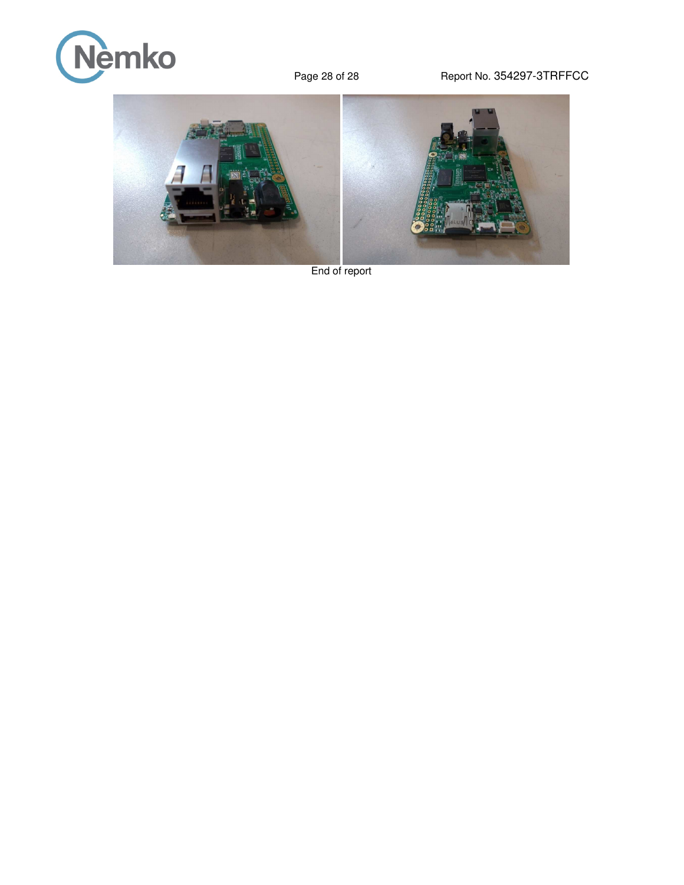End of report